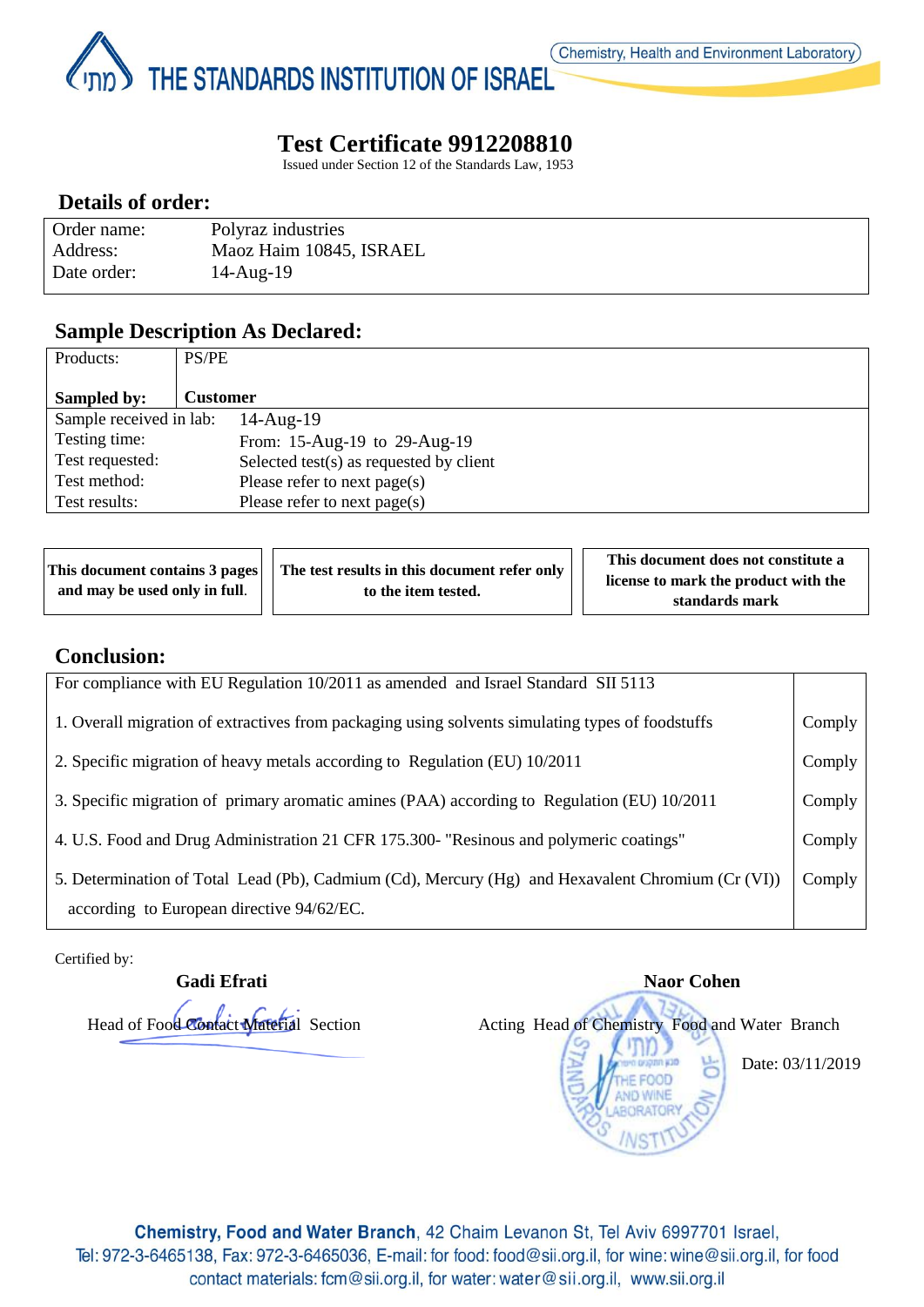THE STANDARDS INSTITUTION OF ISRAEL

Chemistry, Health and Environment Laboratory

# Test Certificate 9912208810

Issued under Section 12 of the Standards Law, 1953

## Details of order:

| | |
|---|---|
| Order name: | Polyraz industries |
| Address: | Maoz Haim 10845, ISRAEL |
| Date order: | 14-Aug-19 |

## Sample Description As Declared:

| | |
|---|---|
| Products: | PS/PE |
| **Sampled by:** | **Customer** |
| Sample received in lab: | 14-Aug-19 |
| Testing time: | From: 15-Aug-19 to 29-Aug-19 |
| Test requested: | Selected test(s) as requested by client |
| Test method: | Please refer to next page(s) |
| Test results: | Please refer to next page(s) |

| | | |
|---|---|---|
| **This document contains 3 pages and may be used only in full.** | **The test results in this document refer only to the item tested.** | **This document does not constitute a license to mark the product with the standards mark** |

## Conclusion:

| For compliance with EU Regulation 10/2011 as amended and Israel Standard SII 5113 | |
|---|---|
| 1. Overall migration of extractives from packaging using solvents simulating types of foodstuffs | Comply |
| 2. Specific migration of heavy metals according to Regulation (EU) 10/2011 | Comply |
| 3. Specific migration of primary aromatic amines (PAA) according to Regulation (EU) 10/2011 | Comply |
| 4. U.S. Food and Drug Administration 21 CFR 175.300- "Resinous and polymeric coatings" | Comply |
| 5. Determination of Total Lead (Pb), Cadmium (Cd), Mercury (Hg) and Hexavalent Chromium (Cr (VI)) according to European directive 94/62/EC. | Comply |

Certified by:

**Gadi Efrati**
Head of Food Contact Material Section

**Naor Cohen**
Acting Head of Chemistry Food and Water Branch

Date: 03/11/2019

**Chemistry, Food and Water Branch**, 42 Chaim Levanon St, Tel Aviv 6997701 Israel,
Tel: 972-3-6465138, Fax: 972-3-6465036, E-mail: for food: food@sii.org.il, for wine: wine@sii.org.il, for food contact materials: fcm@sii.org.il, for water: water@sii.org.il, www.sii.org.il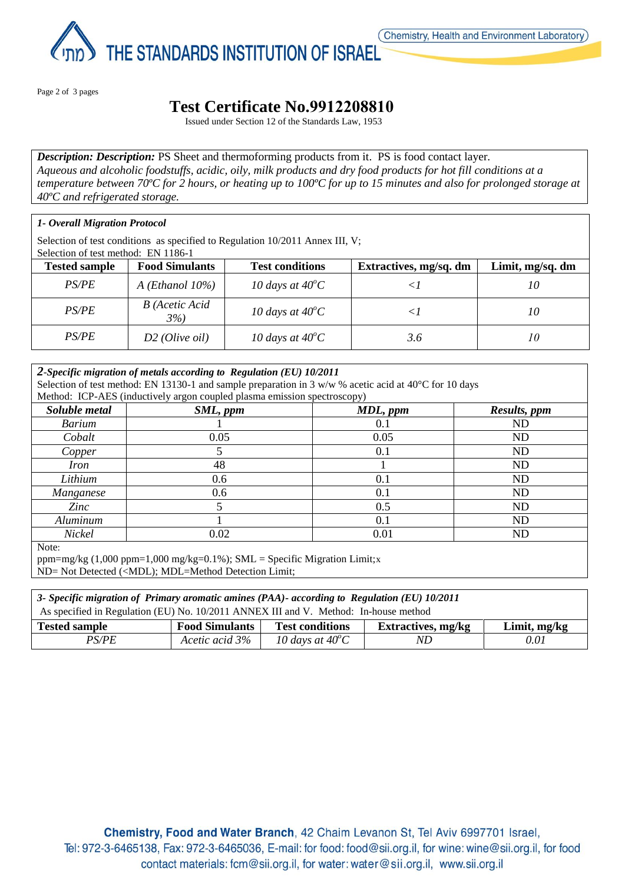# Test Certificate No.9912208810

Issued under Section 12 of the Standards Law, 1953

***Description: Description:*** PS Sheet and thermoforming products from it. PS is food contact layer.
*Aqueous and alcoholic foodstuffs, acidic, oily, milk products and dry food products for hot fill conditions at a temperature between 70ºC for 2 hours, or heating up to 100ºC for up to 15 minutes and also for prolonged storage at 40ºC and refrigerated storage.*

***1- Overall Migration Protocol***

Selection of test conditions as specified to Regulation 10/2011 Annex III, V;
Selection of test method: EN 1186-1

| Tested sample | Food Simulants | Test conditions | Extractives, mg/sq. dm | Limit, mg/sq. dm |
|---|---|---|---|---|
| *PS/PE* | *A (Ethanol 10%)* | *10 days at 40°C* | *<1* | *10* |
| *PS/PE* | *B (Acetic Acid 3%)* | *10 days at 40°C* | *<1* | *10* |
| *PS/PE* | *D2 (Olive oil)* | *10 days at 40°C* | *3.6* | *10* |

***2-Specific migration of metals according to Regulation (EU) 10/2011***

Selection of test method: EN 13130-1 and sample preparation in 3 w/w % acetic acid at 40°C for 10 days
Method: ICP-AES (inductively argon coupled plasma emission spectroscopy)

| *Soluble metal* | *SML, ppm* | *MDL, ppm* | *Results, ppm* |
|---|---|---|---|
| *Barium* | 1 | 0.1 | ND |
| *Cobalt* | 0.05 | 0.05 | ND |
| *Copper* | 5 | 0.1 | ND |
| *Iron* | 48 | 1 | ND |
| *Lithium* | 0.6 | 0.1 | ND |
| *Manganese* | 0.6 | 0.1 | ND |
| *Zinc* | 5 | 0.5 | ND |
| *Aluminum* | 1 | 0.1 | ND |
| *Nickel* | 0.02 | 0.01 | ND |

Note:
ppm=mg/kg (1,000 ppm=1,000 mg/kg=0.1%); SML = Specific Migration Limit;x
ND= Not Detected (<MDL); MDL=Method Detection Limit;

***3- Specific migration of Primary aromatic amines (PAA)- according to Regulation (EU) 10/2011***

As specified in Regulation (EU) No. 10/2011 ANNEX III and V. Method: In-house method

| Tested sample | Food Simulants | Test conditions | Extractives, mg/kg | Limit, mg/kg |
|---|---|---|---|---|
| *PS/PE* | *Acetic acid 3%* | *10 days at 40°C* | *ND* | *0.01* |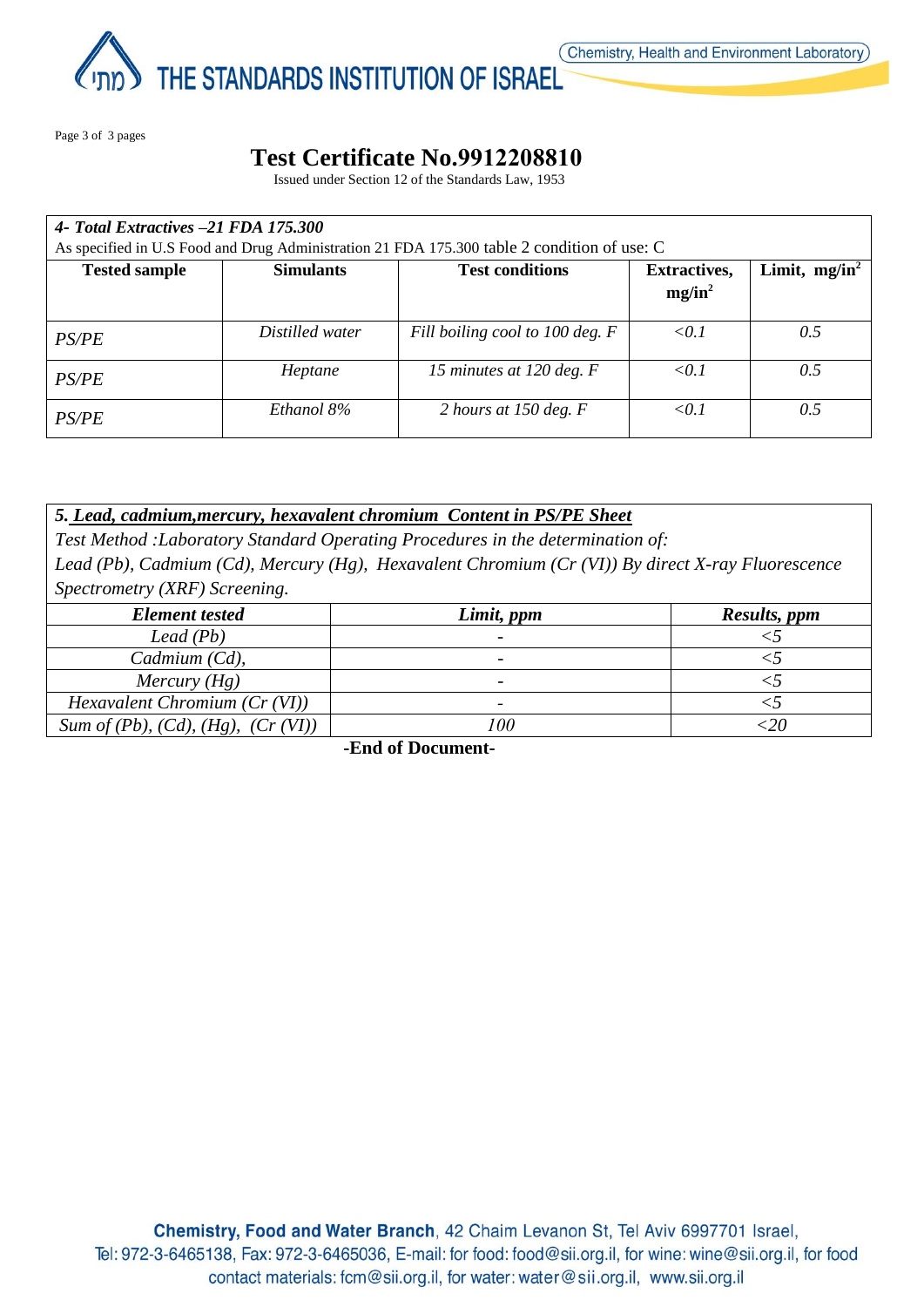# Test Certificate No.9912208810

Issued under Section 12 of the Standards Law, 1953

***4- Total Extractives –21 FDA 175.300***

As specified in U.S Food and Drug Administration 21 FDA 175.300 table 2 condition of use: C

| Tested sample | Simulants | Test conditions | Extractives, $mg/in^2$ | Limit, $mg/in^2$ |
|---|---|---|---|---|
| *PS/PE* | *Distilled water* | *Fill boiling cool to 100 deg. F* | *<0.1* | *0.5* |
| *PS/PE* | *Heptane* | *15 minutes at 120 deg. F* | *<0.1* | *0.5* |
| *PS/PE* | *Ethanol 8%* | *2 hours at 150 deg. F* | *<0.1* | *0.5* |

***5. Lead, cadmium,mercury, hexavalent chromium Content in PS/PE Sheet***

*Test Method :Laboratory Standard Operating Procedures in the determination of:*
*Lead (Pb), Cadmium (Cd), Mercury (Hg), Hexavalent Chromium (Cr (VI)) By direct X-ray Fluorescence Spectrometry (XRF) Screening.*

| Element tested | Limit, ppm | Results, ppm |
|---|---|---|
| *Lead (Pb)* | - | *<5* |
| *Cadmium (Cd),* | - | *<5* |
| *Mercury (Hg)* | - | *<5* |
| *Hexavalent Chromium (Cr (VI))* | - | *<5* |
| *Sum of (Pb), (Cd), (Hg), (Cr (VI))* | *100* | *<20* |

**-End of Document-**